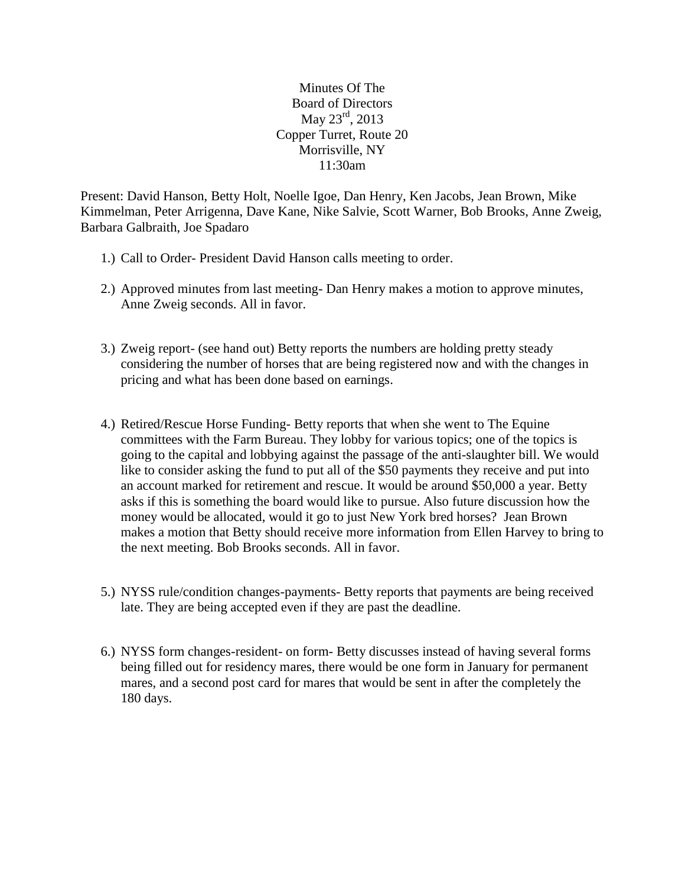Minutes Of The
Board of Directors
May 23rd, 2013
Copper Turret, Route 20
Morrisville, NY
11:30am

Present: David Hanson, Betty Holt, Noelle Igoe, Dan Henry, Ken Jacobs, Jean Brown, Mike Kimmelman, Peter Arrigenna, Dave Kane, Nike Salvie, Scott Warner, Bob Brooks, Anne Zweig, Barbara Galbraith, Joe Spadaro

1.) Call to Order- President David Hanson calls meeting to order.

2.) Approved minutes from last meeting- Dan Henry makes a motion to approve minutes, Anne Zweig seconds. All in favor.

3.) Zweig report- (see hand out) Betty reports the numbers are holding pretty steady considering the number of horses that are being registered now and with the changes in pricing and what has been done based on earnings.

4.) Retired/Rescue Horse Funding- Betty reports that when she went to The Equine committees with the Farm Bureau. They lobby for various topics; one of the topics is going to the capital and lobbying against the passage of the anti-slaughter bill. We would like to consider asking the fund to put all of the $50 payments they receive and put into an account marked for retirement and rescue. It would be around $50,000 a year. Betty asks if this is something the board would like to pursue. Also future discussion how the money would be allocated, would it go to just New York bred horses? Jean Brown makes a motion that Betty should receive more information from Ellen Harvey to bring to the next meeting. Bob Brooks seconds. All in favor.

5.) NYSS rule/condition changes-payments- Betty reports that payments are being received late. They are being accepted even if they are past the deadline.

6.) NYSS form changes-resident- on form- Betty discusses instead of having several forms being filled out for residency mares, there would be one form in January for permanent mares, and a second post card for mares that would be sent in after the completely the 180 days.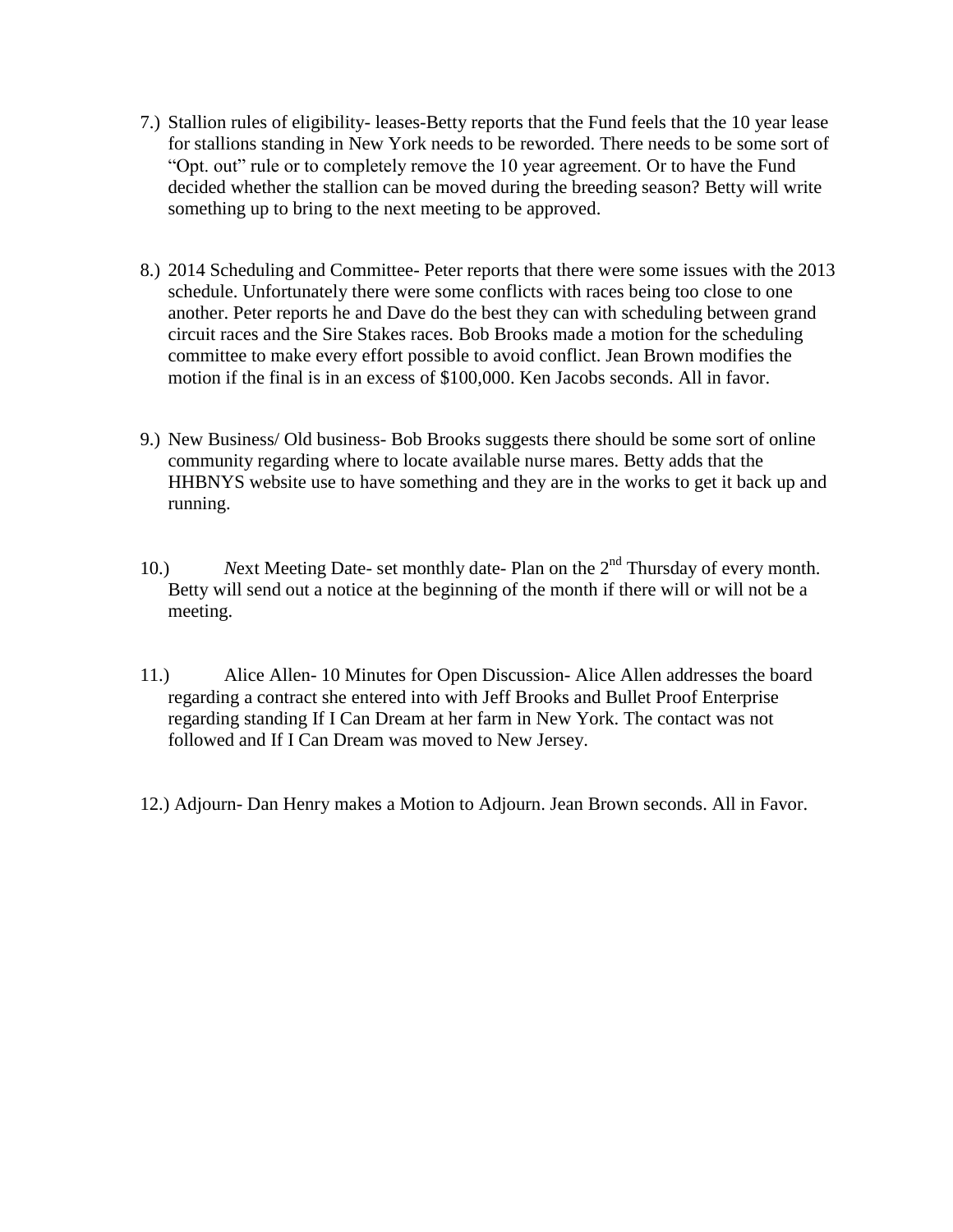7.) Stallion rules of eligibility- leases-Betty reports that the Fund feels that the 10 year lease for stallions standing in New York needs to be reworded. There needs to be some sort of "Opt. out" rule or to completely remove the 10 year agreement. Or to have the Fund decided whether the stallion can be moved during the breeding season? Betty will write something up to bring to the next meeting to be approved.

8.) 2014 Scheduling and Committee- Peter reports that there were some issues with the 2013 schedule. Unfortunately there were some conflicts with races being too close to one another. Peter reports he and Dave do the best they can with scheduling between grand circuit races and the Sire Stakes races. Bob Brooks made a motion for the scheduling committee to make every effort possible to avoid conflict. Jean Brown modifies the motion if the final is in an excess of $100,000. Ken Jacobs seconds. All in favor.

9.) New Business/ Old business- Bob Brooks suggests there should be some sort of online community regarding where to locate available nurse mares. Betty adds that the HHBNYS website use to have something and they are in the works to get it back up and running.

10.) *N*ext Meeting Date- set monthly date- Plan on the 2nd Thursday of every month. Betty will send out a notice at the beginning of the month if there will or will not be a meeting.

11.) Alice Allen- 10 Minutes for Open Discussion- Alice Allen addresses the board regarding a contract she entered into with Jeff Brooks and Bullet Proof Enterprise regarding standing If I Can Dream at her farm in New York. The contact was not followed and If I Can Dream was moved to New Jersey.

12.) Adjourn- Dan Henry makes a Motion to Adjourn. Jean Brown seconds. All in Favor.